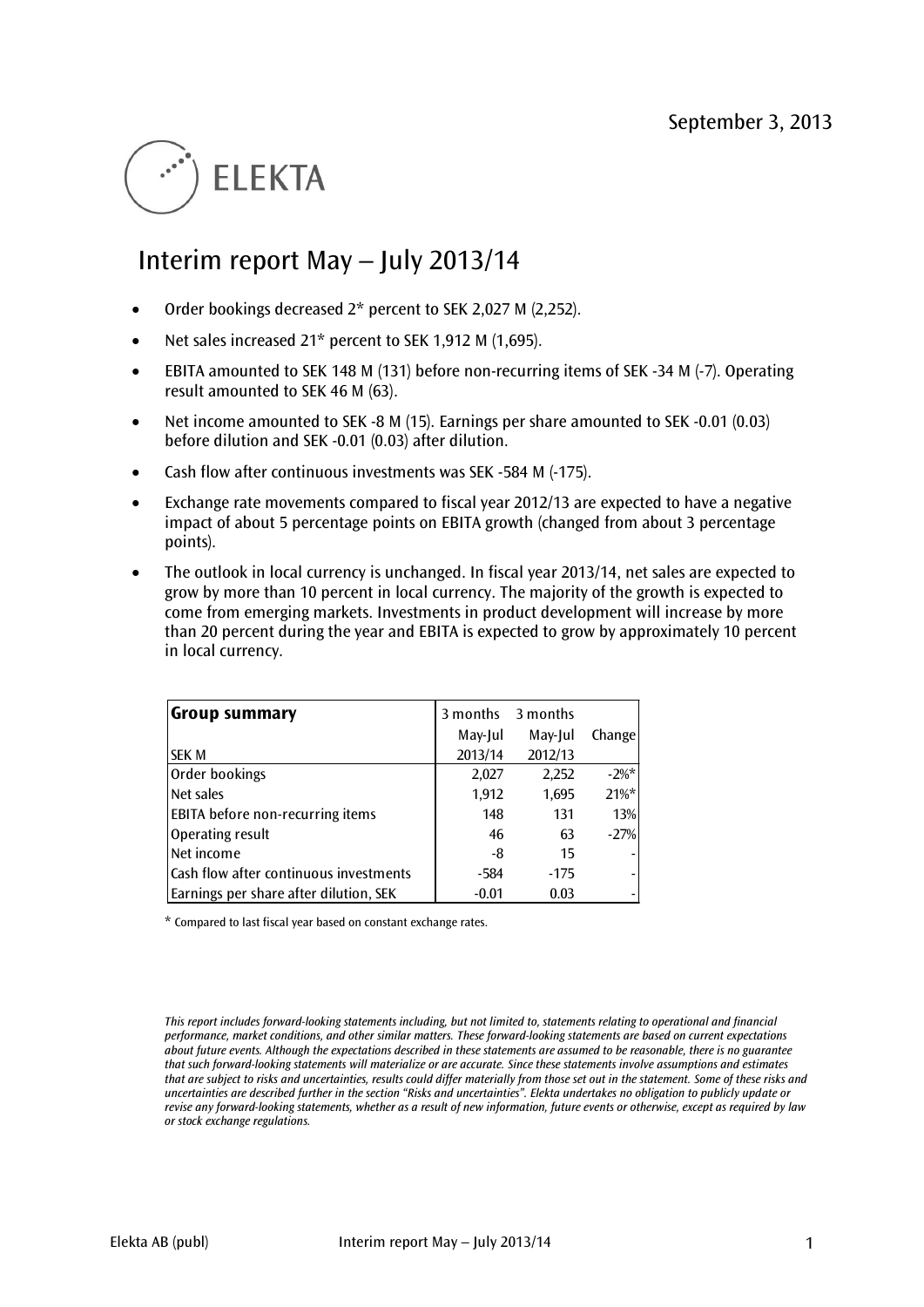September 3, 2013

ELEKTA

# Interim report May – July 2013/14

- Order bookings decreased 2* percent to SEK 2,027 M (2,252).
- Net sales increased 21* percent to SEK 1,912 M (1,695).
- EBITA amounted to SEK 148 M (131) before non-recurring items of SEK -34 M (-7). Operating result amounted to SEK 46 M (63).
- Net income amounted to SEK -8 M (15). Earnings per share amounted to SEK -0.01 (0.03) before dilution and SEK -0.01 (0.03) after dilution.
- Cash flow after continuous investments was SEK -584 M (-175).
- Exchange rate movements compared to fiscal year 2012/13 are expected to have a negative impact of about 5 percentage points on EBITA growth (changed from about 3 percentage points).
- The outlook in local currency is unchanged. In fiscal year 2013/14, net sales are expected to grow by more than 10 percent in local currency. The majority of the growth is expected to come from emerging markets. Investments in product development will increase by more than 20 percent during the year and EBITA is expected to grow by approximately 10 percent in local currency.

| **Group summary** SEK M | 3 months May-Jul 2013/14 | 3 months May-Jul 2012/13 | Change |
|---|---|---|---|
| Order bookings | 2,027 | 2,252 | -2%* |
| Net sales | 1,912 | 1,695 | 21%* |
| EBITA before non-recurring items | 148 | 131 | 13% |
| Operating result | 46 | 63 | -27% |
| Net income | -8 | 15 | - |
| Cash flow after continuous investments | -584 | -175 | - |
| Earnings per share after dilution, SEK | -0.01 | 0.03 | - |

* Compared to last fiscal year based on constant exchange rates.

*This report includes forward-looking statements including, but not limited to, statements relating to operational and financial performance, market conditions, and other similar matters. These forward-looking statements are based on current expectations about future events. Although the expectations described in these statements are assumed to be reasonable, there is no guarantee that such forward-looking statements will materialize or are accurate. Since these statements involve assumptions and estimates that are subject to risks and uncertainties, results could differ materially from those set out in the statement. Some of these risks and uncertainties are described further in the section "Risks and uncertainties". Elekta undertakes no obligation to publicly update or revise any forward-looking statements, whether as a result of new information, future events or otherwise, except as required by law or stock exchange regulations.*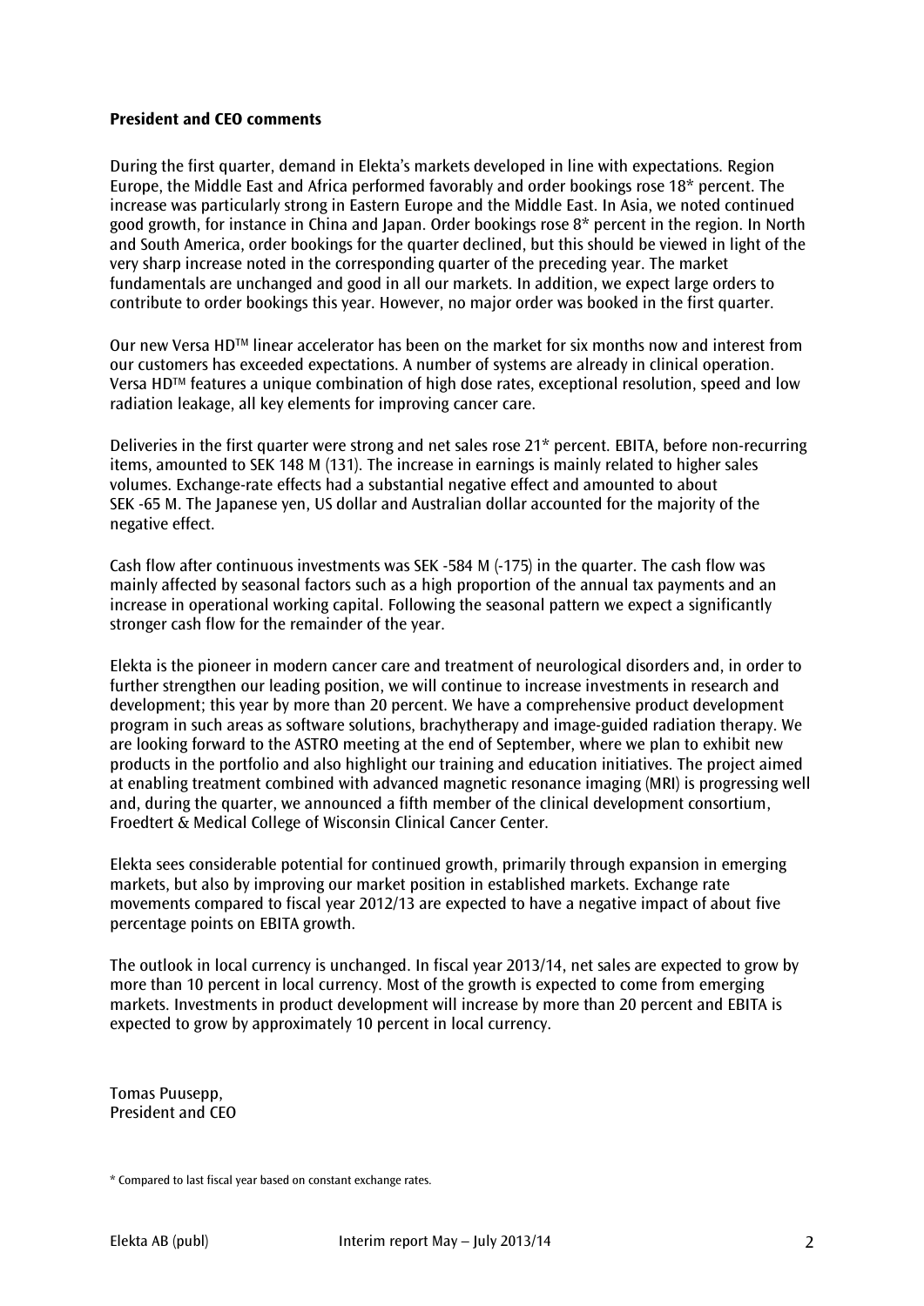**President and CEO comments**

During the first quarter, demand in Elekta's markets developed in line with expectations. Region Europe, the Middle East and Africa performed favorably and order bookings rose 18* percent. The increase was particularly strong in Eastern Europe and the Middle East. In Asia, we noted continued good growth, for instance in China and Japan. Order bookings rose 8* percent in the region. In North and South America, order bookings for the quarter declined, but this should be viewed in light of the very sharp increase noted in the corresponding quarter of the preceding year. The market fundamentals are unchanged and good in all our markets. In addition, we expect large orders to contribute to order bookings this year. However, no major order was booked in the first quarter.

Our new Versa HD™ linear accelerator has been on the market for six months now and interest from our customers has exceeded expectations. A number of systems are already in clinical operation. Versa HD™ features a unique combination of high dose rates, exceptional resolution, speed and low radiation leakage, all key elements for improving cancer care.

Deliveries in the first quarter were strong and net sales rose 21* percent. EBITA, before non-recurring items, amounted to SEK 148 M (131). The increase in earnings is mainly related to higher sales volumes. Exchange-rate effects had a substantial negative effect and amounted to about SEK -65 M. The Japanese yen, US dollar and Australian dollar accounted for the majority of the negative effect.

Cash flow after continuous investments was SEK -584 M (-175) in the quarter. The cash flow was mainly affected by seasonal factors such as a high proportion of the annual tax payments and an increase in operational working capital. Following the seasonal pattern we expect a significantly stronger cash flow for the remainder of the year.

Elekta is the pioneer in modern cancer care and treatment of neurological disorders and, in order to further strengthen our leading position, we will continue to increase investments in research and development; this year by more than 20 percent. We have a comprehensive product development program in such areas as software solutions, brachytherapy and image-guided radiation therapy. We are looking forward to the ASTRO meeting at the end of September, where we plan to exhibit new products in the portfolio and also highlight our training and education initiatives. The project aimed at enabling treatment combined with advanced magnetic resonance imaging (MRI) is progressing well and, during the quarter, we announced a fifth member of the clinical development consortium, Froedtert & Medical College of Wisconsin Clinical Cancer Center.

Elekta sees considerable potential for continued growth, primarily through expansion in emerging markets, but also by improving our market position in established markets. Exchange rate movements compared to fiscal year 2012/13 are expected to have a negative impact of about five percentage points on EBITA growth.

The outlook in local currency is unchanged. In fiscal year 2013/14, net sales are expected to grow by more than 10 percent in local currency. Most of the growth is expected to come from emerging markets. Investments in product development will increase by more than 20 percent and EBITA is expected to grow by approximately 10 percent in local currency.

Tomas Puusepp,
President and CEO

\* Compared to last fiscal year based on constant exchange rates.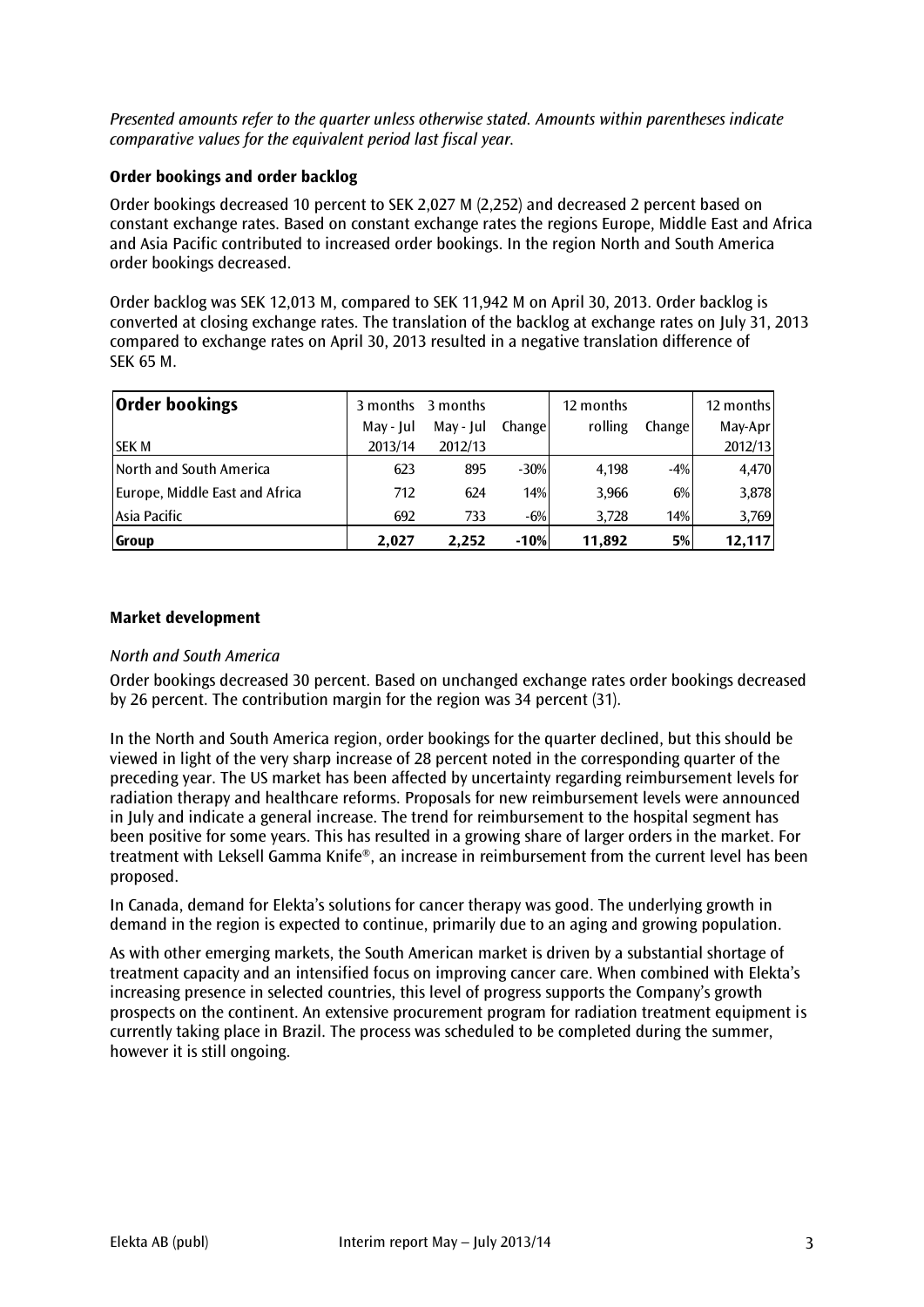*Presented amounts refer to the quarter unless otherwise stated. Amounts within parentheses indicate comparative values for the equivalent period last fiscal year.*

### Order bookings and order backlog

Order bookings decreased 10 percent to SEK 2,027 M (2,252) and decreased 2 percent based on constant exchange rates. Based on constant exchange rates the regions Europe, Middle East and Africa and Asia Pacific contributed to increased order bookings. In the region North and South America order bookings decreased.

Order backlog was SEK 12,013 M, compared to SEK 11,942 M on April 30, 2013. Order backlog is converted at closing exchange rates. The translation of the backlog at exchange rates on July 31, 2013 compared to exchange rates on April 30, 2013 resulted in a negative translation difference of SEK 65 M.

| **Order bookings** | 3 months | 3 months | | 12 months | | 12 months |
|---|---|---|---|---|---|---|
| | May - Jul | May - Jul | Change | rolling | Change | May-Apr |
| SEK M | 2013/14 | 2012/13 | | | | 2012/13 |
| North and South America | 623 | 895 | -30% | 4,198 | -4% | 4,470 |
| Europe, Middle East and Africa | 712 | 624 | 14% | 3,966 | 6% | 3,878 |
| Asia Pacific | 692 | 733 | -6% | 3,728 | 14% | 3,769 |
| **Group** | **2,027** | **2,252** | **-10%** | **11,892** | **5%** | **12,117** |

### Market development

*North and South America*

Order bookings decreased 30 percent. Based on unchanged exchange rates order bookings decreased by 26 percent. The contribution margin for the region was 34 percent (31).

In the North and South America region, order bookings for the quarter declined, but this should be viewed in light of the very sharp increase of 28 percent noted in the corresponding quarter of the preceding year. The US market has been affected by uncertainty regarding reimbursement levels for radiation therapy and healthcare reforms. Proposals for new reimbursement levels were announced in July and indicate a general increase. The trend for reimbursement to the hospital segment has been positive for some years. This has resulted in a growing share of larger orders in the market. For treatment with Leksell Gamma Knife®, an increase in reimbursement from the current level has been proposed.

In Canada, demand for Elekta's solutions for cancer therapy was good. The underlying growth in demand in the region is expected to continue, primarily due to an aging and growing population.

As with other emerging markets, the South American market is driven by a substantial shortage of treatment capacity and an intensified focus on improving cancer care. When combined with Elekta's increasing presence in selected countries, this level of progress supports the Company's growth prospects on the continent. An extensive procurement program for radiation treatment equipment is currently taking place in Brazil. The process was scheduled to be completed during the summer, however it is still ongoing.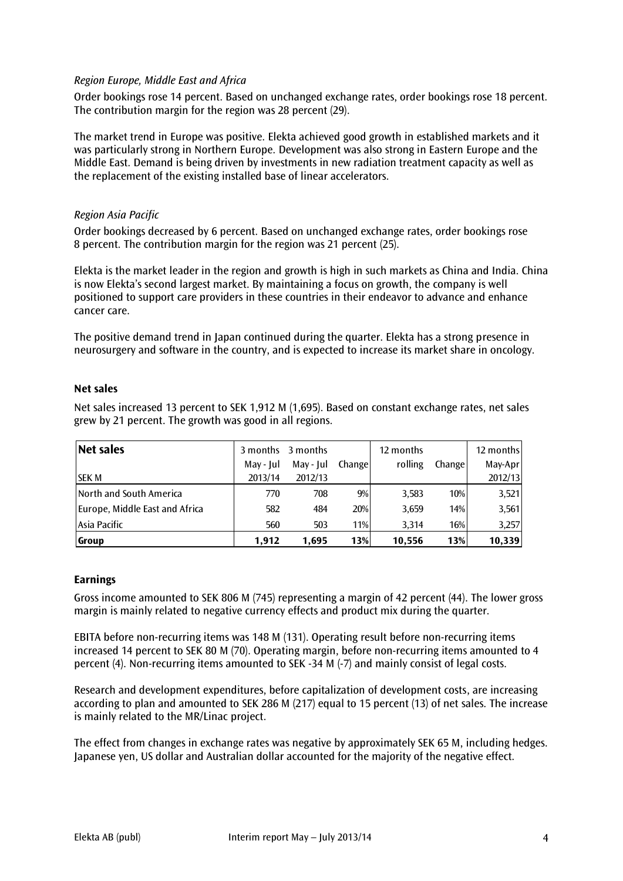*Region Europe, Middle East and Africa*

Order bookings rose 14 percent. Based on unchanged exchange rates, order bookings rose 18 percent. The contribution margin for the region was 28 percent (29).

The market trend in Europe was positive. Elekta achieved good growth in established markets and it was particularly strong in Northern Europe. Development was also strong in Eastern Europe and the Middle East. Demand is being driven by investments in new radiation treatment capacity as well as the replacement of the existing installed base of linear accelerators.

*Region Asia Pacific*

Order bookings decreased by 6 percent. Based on unchanged exchange rates, order bookings rose 8 percent. The contribution margin for the region was 21 percent (25).

Elekta is the market leader in the region and growth is high in such markets as China and India. China is now Elekta's second largest market. By maintaining a focus on growth, the company is well positioned to support care providers in these countries in their endeavor to advance and enhance cancer care.

The positive demand trend in Japan continued during the quarter. Elekta has a strong presence in neurosurgery and software in the country, and is expected to increase its market share in oncology.

**Net sales**

Net sales increased 13 percent to SEK 1,912 M (1,695). Based on constant exchange rates, net sales grew by 21 percent. The growth was good in all regions.

| **Net sales** | 3 months | 3 months | | 12 months | | 12 months |
|---|---|---|---|---|---|---|
| | May - Jul | May - Jul | Change | rolling | Change | May-Apr |
| SEK M | 2013/14 | 2012/13 | | | | 2012/13 |
| North and South America | 770 | 708 | 9% | 3,583 | 10% | 3,521 |
| Europe, Middle East and Africa | 582 | 484 | 20% | 3,659 | 14% | 3,561 |
| Asia Pacific | 560 | 503 | 11% | 3,314 | 16% | 3,257 |
| **Group** | **1,912** | **1,695** | **13%** | **10,556** | **13%** | **10,339** |

**Earnings**

Gross income amounted to SEK 806 M (745) representing a margin of 42 percent (44). The lower gross margin is mainly related to negative currency effects and product mix during the quarter.

EBITA before non-recurring items was 148 M (131). Operating result before non-recurring items increased 14 percent to SEK 80 M (70). Operating margin, before non-recurring items amounted to 4 percent (4). Non-recurring items amounted to SEK -34 M (-7) and mainly consist of legal costs.

Research and development expenditures, before capitalization of development costs, are increasing according to plan and amounted to SEK 286 M (217) equal to 15 percent (13) of net sales. The increase is mainly related to the MR/Linac project.

The effect from changes in exchange rates was negative by approximately SEK 65 M, including hedges. Japanese yen, US dollar and Australian dollar accounted for the majority of the negative effect.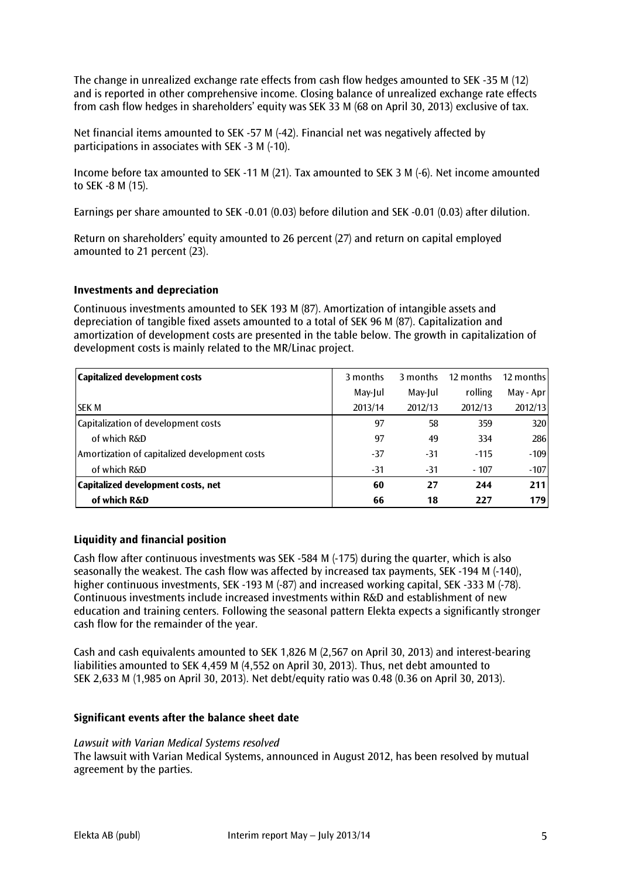The change in unrealized exchange rate effects from cash flow hedges amounted to SEK -35 M (12) and is reported in other comprehensive income. Closing balance of unrealized exchange rate effects from cash flow hedges in shareholders' equity was SEK 33 M (68 on April 30, 2013) exclusive of tax.

Net financial items amounted to SEK -57 M (-42). Financial net was negatively affected by participations in associates with SEK -3 M (-10).

Income before tax amounted to SEK -11 M (21). Tax amounted to SEK 3 M (-6). Net income amounted to SEK -8 M (15).

Earnings per share amounted to SEK -0.01 (0.03) before dilution and SEK -0.01 (0.03) after dilution.

Return on shareholders' equity amounted to 26 percent (27) and return on capital employed amounted to 21 percent (23).

### Investments and depreciation

Continuous investments amounted to SEK 193 M (87). Amortization of intangible assets and depreciation of tangible fixed assets amounted to a total of SEK 96 M (87). Capitalization and amortization of development costs are presented in the table below. The growth in capitalization of development costs is mainly related to the MR/Linac project.

| **Capitalized development costs** | 3 months | 3 months | 12 months | 12 months |
|---|---|---|---|---|
| | May-Jul | May-Jul | rolling | May - Apr |
| SEK M | 2013/14 | 2012/13 | 2012/13 | 2012/13 |
| Capitalization of development costs | 97 | 58 | 359 | 320 |
| of which R&D | 97 | 49 | 334 | 286 |
| Amortization of capitalized development costs | -37 | -31 | -115 | -109 |
| of which R&D | -31 | -31 | - 107 | -107 |
| **Capitalized development costs, net** | **60** | **27** | **244** | **211** |
| **of which R&D** | **66** | **18** | **227** | **179** |

### Liquidity and financial position

Cash flow after continuous investments was SEK -584 M (-175) during the quarter, which is also seasonally the weakest. The cash flow was affected by increased tax payments, SEK -194 M (-140), higher continuous investments, SEK -193 M (-87) and increased working capital, SEK -333 M (-78). Continuous investments include increased investments within R&D and establishment of new education and training centers. Following the seasonal pattern Elekta expects a significantly stronger cash flow for the remainder of the year.

Cash and cash equivalents amounted to SEK 1,826 M (2,567 on April 30, 2013) and interest-bearing liabilities amounted to SEK 4,459 M (4,552 on April 30, 2013). Thus, net debt amounted to SEK 2,633 M (1,985 on April 30, 2013). Net debt/equity ratio was 0.48 (0.36 on April 30, 2013).

### Significant events after the balance sheet date

*Lawsuit with Varian Medical Systems resolved*

The lawsuit with Varian Medical Systems, announced in August 2012, has been resolved by mutual agreement by the parties.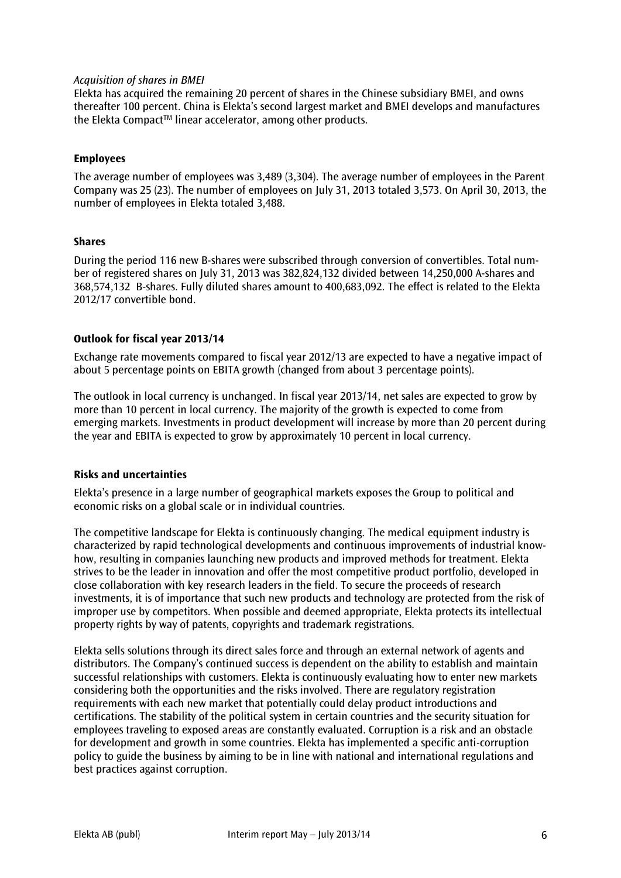*Acquisition of shares in BMEI*

Elekta has acquired the remaining 20 percent of shares in the Chinese subsidiary BMEI, and owns thereafter 100 percent. China is Elekta's second largest market and BMEI develops and manufactures the Elekta Compact™ linear accelerator, among other products.

## Employees

The average number of employees was 3,489 (3,304). The average number of employees in the Parent Company was 25 (23). The number of employees on July 31, 2013 totaled 3,573. On April 30, 2013, the number of employees in Elekta totaled 3,488.

## Shares

During the period 116 new B-shares were subscribed through conversion of convertibles. Total number of registered shares on July 31, 2013 was 382,824,132 divided between 14,250,000 A-shares and 368,574,132 B-shares. Fully diluted shares amount to 400,683,092. The effect is related to the Elekta 2012/17 convertible bond.

## Outlook for fiscal year 2013/14

Exchange rate movements compared to fiscal year 2012/13 are expected to have a negative impact of about 5 percentage points on EBITA growth (changed from about 3 percentage points).

The outlook in local currency is unchanged. In fiscal year 2013/14, net sales are expected to grow by more than 10 percent in local currency. The majority of the growth is expected to come from emerging markets. Investments in product development will increase by more than 20 percent during the year and EBITA is expected to grow by approximately 10 percent in local currency.

## Risks and uncertainties

Elekta's presence in a large number of geographical markets exposes the Group to political and economic risks on a global scale or in individual countries.

The competitive landscape for Elekta is continuously changing. The medical equipment industry is characterized by rapid technological developments and continuous improvements of industrial know-how, resulting in companies launching new products and improved methods for treatment. Elekta strives to be the leader in innovation and offer the most competitive product portfolio, developed in close collaboration with key research leaders in the field. To secure the proceeds of research investments, it is of importance that such new products and technology are protected from the risk of improper use by competitors. When possible and deemed appropriate, Elekta protects its intellectual property rights by way of patents, copyrights and trademark registrations.

Elekta sells solutions through its direct sales force and through an external network of agents and distributors. The Company's continued success is dependent on the ability to establish and maintain successful relationships with customers. Elekta is continuously evaluating how to enter new markets considering both the opportunities and the risks involved. There are regulatory registration requirements with each new market that potentially could delay product introductions and certifications. The stability of the political system in certain countries and the security situation for employees traveling to exposed areas are constantly evaluated. Corruption is a risk and an obstacle for development and growth in some countries. Elekta has implemented a specific anti-corruption policy to guide the business by aiming to be in line with national and international regulations and best practices against corruption.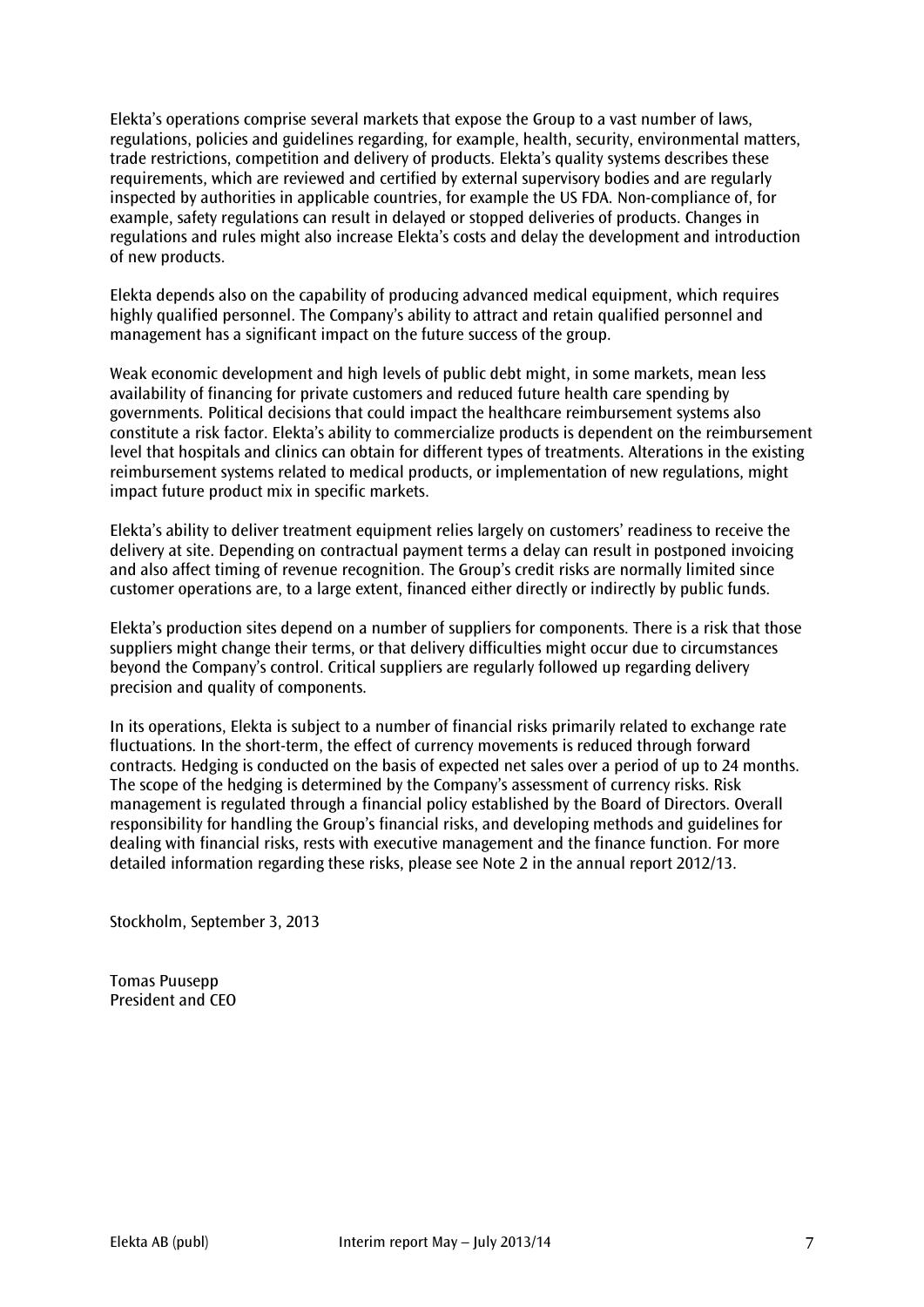Elekta's operations comprise several markets that expose the Group to a vast number of laws, regulations, policies and guidelines regarding, for example, health, security, environmental matters, trade restrictions, competition and delivery of products. Elekta's quality systems describes these requirements, which are reviewed and certified by external supervisory bodies and are regularly inspected by authorities in applicable countries, for example the US FDA. Non-compliance of, for example, safety regulations can result in delayed or stopped deliveries of products. Changes in regulations and rules might also increase Elekta's costs and delay the development and introduction of new products.

Elekta depends also on the capability of producing advanced medical equipment, which requires highly qualified personnel. The Company's ability to attract and retain qualified personnel and management has a significant impact on the future success of the group.

Weak economic development and high levels of public debt might, in some markets, mean less availability of financing for private customers and reduced future health care spending by governments. Political decisions that could impact the healthcare reimbursement systems also constitute a risk factor. Elekta's ability to commercialize products is dependent on the reimbursement level that hospitals and clinics can obtain for different types of treatments. Alterations in the existing reimbursement systems related to medical products, or implementation of new regulations, might impact future product mix in specific markets.

Elekta's ability to deliver treatment equipment relies largely on customers' readiness to receive the delivery at site. Depending on contractual payment terms a delay can result in postponed invoicing and also affect timing of revenue recognition. The Group's credit risks are normally limited since customer operations are, to a large extent, financed either directly or indirectly by public funds.

Elekta's production sites depend on a number of suppliers for components. There is a risk that those suppliers might change their terms, or that delivery difficulties might occur due to circumstances beyond the Company's control. Critical suppliers are regularly followed up regarding delivery precision and quality of components.

In its operations, Elekta is subject to a number of financial risks primarily related to exchange rate fluctuations. In the short-term, the effect of currency movements is reduced through forward contracts. Hedging is conducted on the basis of expected net sales over a period of up to 24 months. The scope of the hedging is determined by the Company's assessment of currency risks. Risk management is regulated through a financial policy established by the Board of Directors. Overall responsibility for handling the Group's financial risks, and developing methods and guidelines for dealing with financial risks, rests with executive management and the finance function. For more detailed information regarding these risks, please see Note 2 in the annual report 2012/13.

Stockholm, September 3, 2013

Tomas Puusepp
President and CEO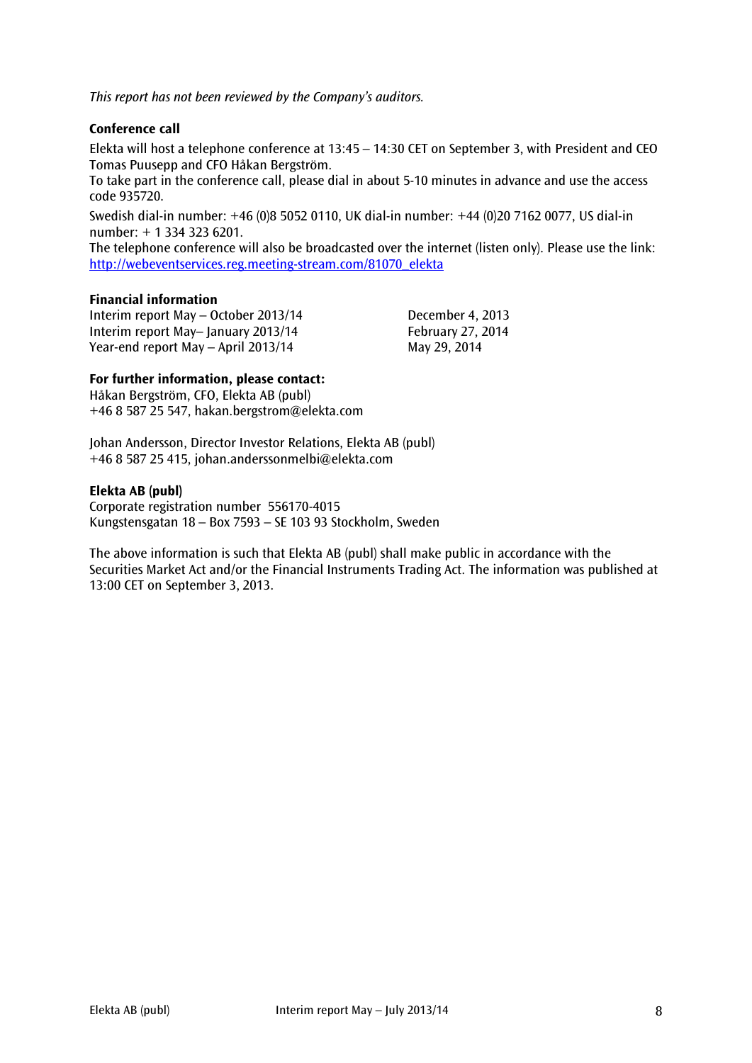*This report has not been reviewed by the Company's auditors.*

**Conference call**

Elekta will host a telephone conference at 13:45 – 14:30 CET on September 3, with President and CEO Tomas Puusepp and CFO Håkan Bergström.
To take part in the conference call, please dial in about 5-10 minutes in advance and use the access code 935720.

Swedish dial-in number: +46 (0)8 5052 0110, UK dial-in number: +44 (0)20 7162 0077, US dial-in number: + 1 334 323 6201.
The telephone conference will also be broadcasted over the internet (listen only). Please use the link: [http://webeventservices.reg.meeting-stream.com/81070_elekta](http://webeventservices.reg.meeting-stream.com/81070_elekta)

**Financial information**

| | |
|---|---|
| Interim report May – October 2013/14 | December 4, 2013 |
| Interim report May– January 2013/14 | February 27, 2014 |
| Year-end report May – April 2013/14 | May 29, 2014 |

**For further information, please contact:**
Håkan Bergström, CFO, Elekta AB (publ)
+46 8 587 25 547, hakan.bergstrom@elekta.com

Johan Andersson, Director Investor Relations, Elekta AB (publ)
+46 8 587 25 415, johan.anderssonmelbi@elekta.com

**Elekta AB (publ)**
Corporate registration number 556170-4015
Kungstensgatan 18 – Box 7593 – SE 103 93 Stockholm, Sweden

The above information is such that Elekta AB (publ) shall make public in accordance with the Securities Market Act and/or the Financial Instruments Trading Act. The information was published at 13:00 CET on September 3, 2013.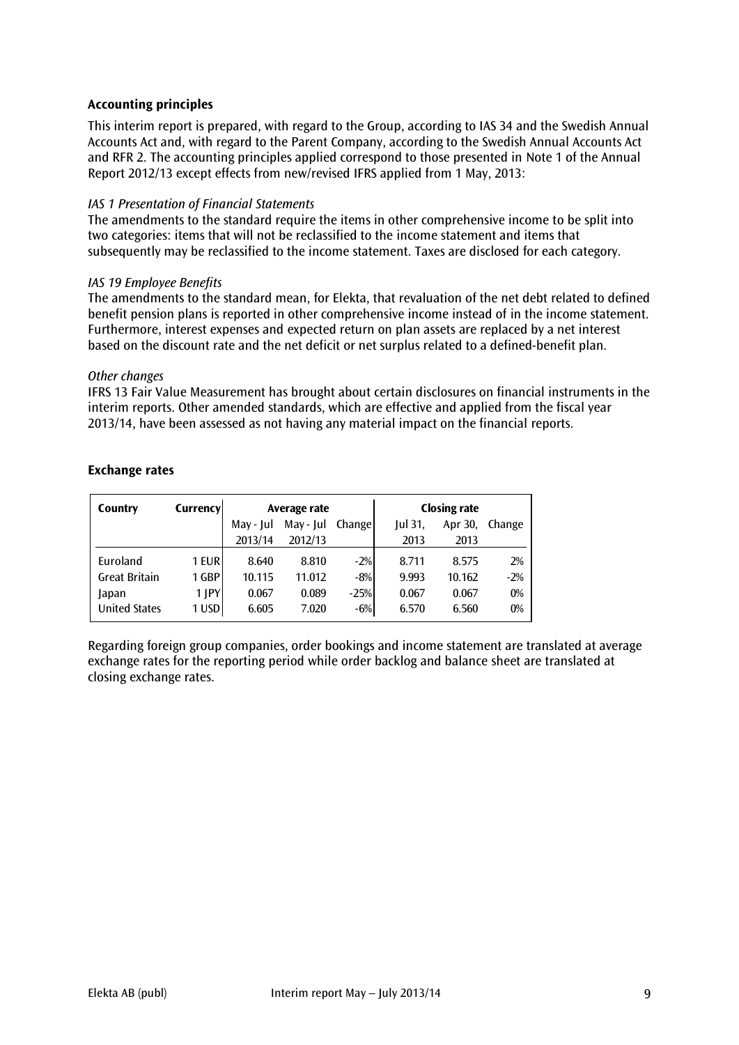### Accounting principles

This interim report is prepared, with regard to the Group, according to IAS 34 and the Swedish Annual Accounts Act and, with regard to the Parent Company, according to the Swedish Annual Accounts Act and RFR 2. The accounting principles applied correspond to those presented in Note 1 of the Annual Report 2012/13 except effects from new/revised IFRS applied from 1 May, 2013:

*IAS 1 Presentation of Financial Statements*

The amendments to the standard require the items in other comprehensive income to be split into two categories: items that will not be reclassified to the income statement and items that subsequently may be reclassified to the income statement. Taxes are disclosed for each category.

*IAS 19 Employee Benefits*

The amendments to the standard mean, for Elekta, that revaluation of the net debt related to defined benefit pension plans is reported in other comprehensive income instead of in the income statement. Furthermore, interest expenses and expected return on plan assets are replaced by a net interest based on the discount rate and the net deficit or net surplus related to a defined-benefit plan.

*Other changes*

IFRS 13 Fair Value Measurement has brought about certain disclosures on financial instruments in the interim reports. Other amended standards, which are effective and applied from the fiscal year 2013/14, have been assessed as not having any material impact on the financial reports.

### Exchange rates

| Country | Currency | Average rate | | | Closing rate | | |
|---|---|---|---|---|---|---|---|
| | | May - Jul 2013/14 | May - Jul 2012/13 | Change | Jul 31, 2013 | Apr 30, 2013 | Change |
| Euroland | 1 EUR | 8.640 | 8.810 | -2% | 8.711 | 8.575 | 2% |
| Great Britain | 1 GBP | 10.115 | 11.012 | -8% | 9.993 | 10.162 | -2% |
| Japan | 1 JPY | 0.067 | 0.089 | -25% | 0.067 | 0.067 | 0% |
| United States | 1 USD | 6.605 | 7.020 | -6% | 6.570 | 6.560 | 0% |

Regarding foreign group companies, order bookings and income statement are translated at average exchange rates for the reporting period while order backlog and balance sheet are translated at closing exchange rates.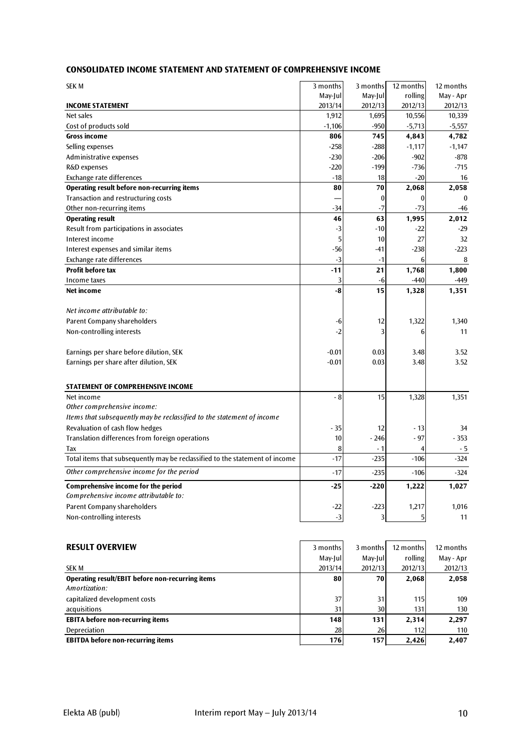## CONSOLIDATED INCOME STATEMENT AND STATEMENT OF COMPREHENSIVE INCOME

| SEK M | 3 months May-Jul 2013/14 | 3 months May-Jul 2012/13 | 12 months rolling 2012/13 | 12 months May - Apr 2012/13 |
|---|---|---|---|---|
| **INCOME STATEMENT** | | | | |
| Net sales | 1,912 | 1,695 | 10,556 | 10,339 |
| Cost of products sold | -1,106 | -950 | -5,713 | -5,557 |
| **Gross income** | **806** | **745** | **4,843** | **4,782** |
| Selling expenses | -258 | -288 | -1,117 | -1,147 |
| Administrative expenses | -230 | -206 | -902 | -878 |
| R&D expenses | -220 | -199 | -736 | -715 |
| Exchange rate differences | -18 | 18 | -20 | 16 |
| **Operating result before non-recurring items** | **80** | **70** | **2,068** | **2,058** |
| Transaction and restructuring costs | — | 0 | 0 | 0 |
| Other non-recurring items | -34 | -7 | -73 | -46 |
| **Operating result** | **46** | **63** | **1,995** | **2,012** |
| Result from participations in associates | -3 | -10 | -22 | -29 |
| Interest income | 5 | 10 | 27 | 32 |
| Interest expenses and similar items | -56 | -41 | -238 | -223 |
| Exchange rate differences | -3 | -1 | 6 | 8 |
| **Profit before tax** | **-11** | **21** | **1,768** | **1,800** |
| Income taxes | 3 | -6 | -440 | -449 |
| **Net income** | **-8** | **15** | **1,328** | **1,351** |
| *Net income attributable to:* | | | | |
| Parent Company shareholders | -6 | 12 | 1,322 | 1,340 |
| Non-controlling interests | -2 | 3 | 6 | 11 |
| Earnings per share before dilution, SEK | -0.01 | 0.03 | 3.48 | 3.52 |
| Earnings per share after dilution, SEK | -0.01 | 0.03 | 3.48 | 3.52 |
| **STATEMENT OF COMPREHENSIVE INCOME** | | | | |
| Net income | - 8 | 15 | 1,328 | 1,351 |
| *Other comprehensive income:* | | | | |
| *Items that subsequently may be reclassified to the statement of income* | | | | |
| Revaluation of cash flow hedges | - 35 | 12 | - 13 | 34 |
| Translation differences from foreign operations | 10 | - 246 | - 97 | - 353 |
| Tax | 8 | - 1 | 4 | - 5 |
| Total items that subsequently may be reclassified to the statement of income | -17 | -235 | -106 | -324 |
| *Other comprehensive income for the period* | -17 | -235 | -106 | -324 |
| **Comprehensive income for the period** | **-25** | **-220** | **1,222** | **1,027** |
| *Comprehensive income attributable to:* | | | | |
| Parent Company shareholders | -22 | -223 | 1,217 | 1,016 |
| Non-controlling interests | -3 | 3 | 5 | 11 |

## RESULT OVERVIEW

| SEK M | 3 months May-Jul 2013/14 | 3 months May-Jul 2012/13 | 12 months rolling 2012/13 | 12 months May - Apr 2012/13 |
|---|---|---|---|---|
| **Operating result/EBIT before non-recurring items** | **80** | **70** | **2,068** | **2,058** |
| *Amortization:* | | | | |
| capitalized development costs | 37 | 31 | 115 | 109 |
| acquisitions | 31 | 30 | 131 | 130 |
| **EBITA before non-recurring items** | **148** | **131** | **2,314** | **2,297** |
| Depreciation | 28 | 26 | 112 | 110 |
| **EBITDA before non-recurring items** | **176** | **157** | **2,426** | **2,407** |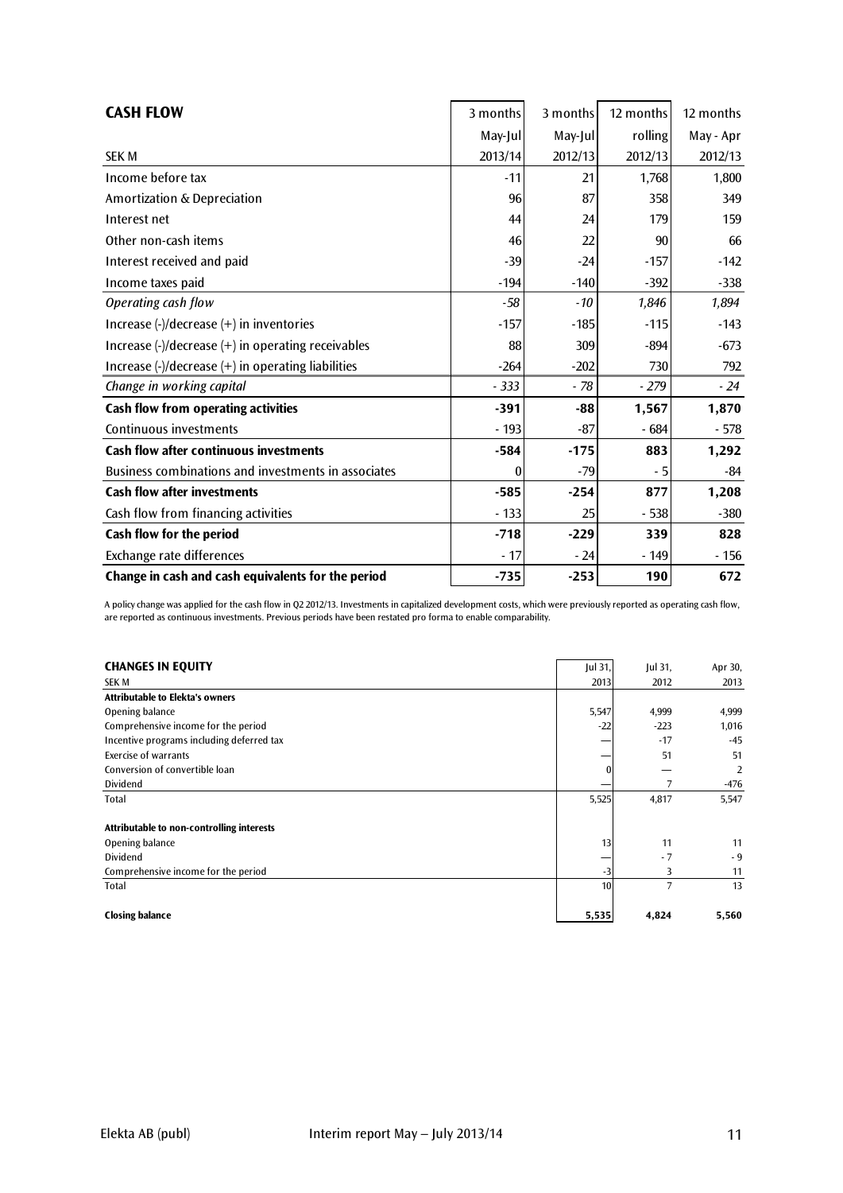## CASH FLOW

| SEK M | 3 months May-Jul 2013/14 | 3 months May-Jul 2012/13 | 12 months rolling 2012/13 | 12 months May - Apr 2012/13 |
|---|---|---|---|---|
| Income before tax | -11 | 21 | 1,768 | 1,800 |
| Amortization & Depreciation | 96 | 87 | 358 | 349 |
| Interest net | 44 | 24 | 179 | 159 |
| Other non-cash items | 46 | 22 | 90 | 66 |
| Interest received and paid | -39 | -24 | -157 | -142 |
| Income taxes paid | -194 | -140 | -392 | -338 |
| *Operating cash flow* | *-58* | *-10* | *1,846* | *1,894* |
| Increase (-)/decrease (+) in inventories | -157 | -185 | -115 | -143 |
| Increase (-)/decrease (+) in operating receivables | 88 | 309 | -894 | -673 |
| Increase (-)/decrease (+) in operating liabilities | -264 | -202 | 730 | 792 |
| *Change in working capital* | *- 333* | *- 78* | *- 279* | *- 24* |
| **Cash flow from operating activities** | **-391** | **-88** | **1,567** | **1,870** |
| Continuous investments | - 193 | -87 | - 684 | - 578 |
| **Cash flow after continuous investments** | **-584** | **-175** | **883** | **1,292** |
| Business combinations and investments in associates | 0 | -79 | - 5 | -84 |
| **Cash flow after investments** | **-585** | **-254** | **877** | **1,208** |
| Cash flow from financing activities | - 133 | 25 | - 538 | -380 |
| **Cash flow for the period** | **-718** | **-229** | **339** | **828** |
| Exchange rate differences | - 17 | - 24 | - 149 | - 156 |
| **Change in cash and cash equivalents for the period** | **-735** | **-253** | **190** | **672** |

A policy change was applied for the cash flow in Q2 2012/13. Investments in capitalized development costs, which were previously reported as operating cash flow, are reported as continuous investments. Previous periods have been restated pro forma to enable comparability.

## CHANGES IN EQUITY

| SEK M | Jul 31, 2013 | Jul 31, 2012 | Apr 30, 2013 |
|---|---|---|---|
| **Attributable to Elekta's owners** | | | |
| Opening balance | 5,547 | 4,999 | 4,999 |
| Comprehensive income for the period | -22 | -223 | 1,016 |
| Incentive programs including deferred tax | — | -17 | -45 |
| Exercise of warrants | — | 51 | 51 |
| Conversion of convertible loan | 0 | — | 2 |
| Dividend | — | 7 | -476 |
| Total | 5,525 | 4,817 | 5,547 |
| | | | |
| **Attributable to non-controlling interests** | | | |
| Opening balance | 13 | 11 | 11 |
| Dividend | — | - 7 | - 9 |
| Comprehensive income for the period | -3 | 3 | 11 |
| Total | 10 | 7 | 13 |
| | | | |
| **Closing balance** | **5,535** | **4,824** | **5,560** |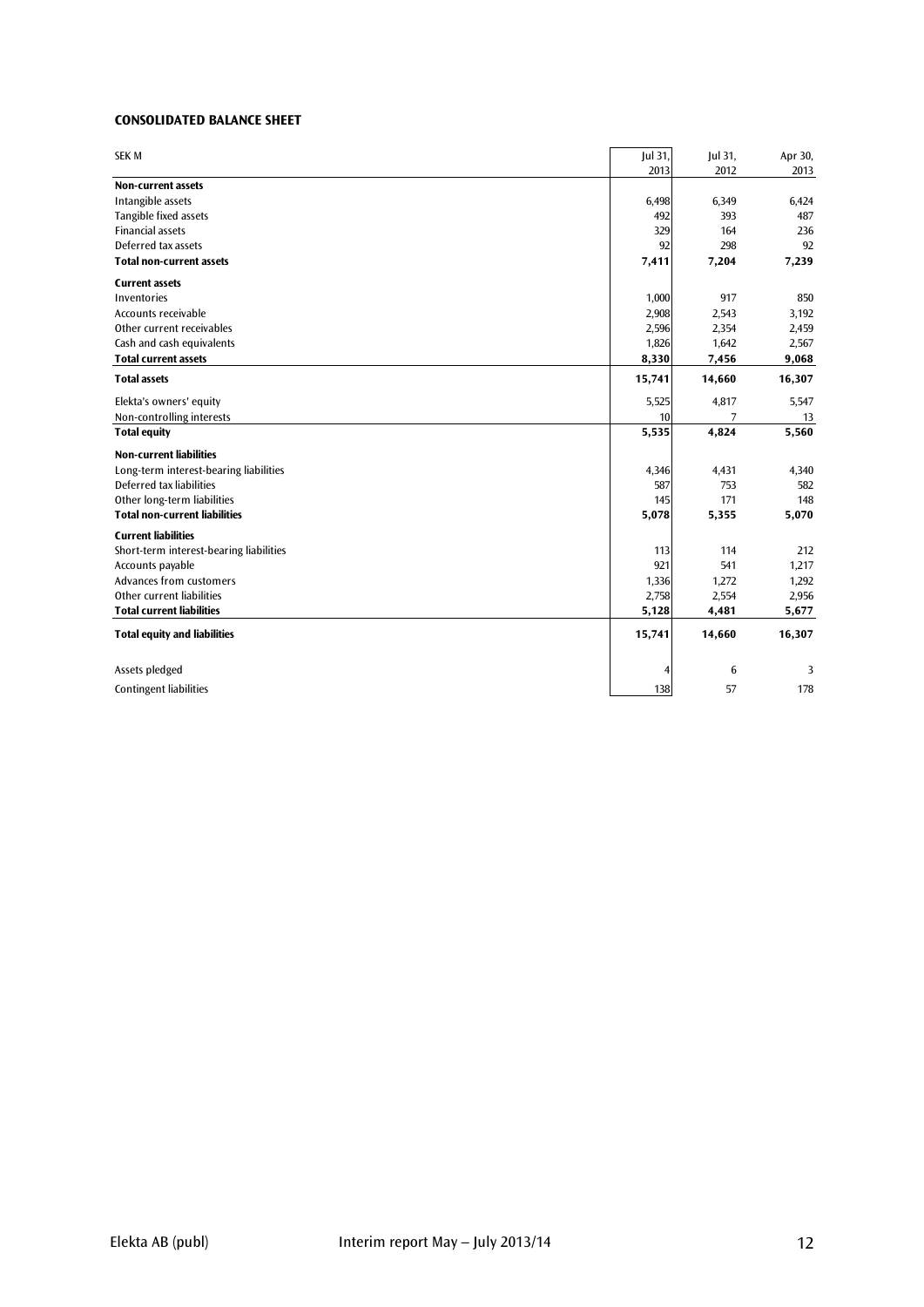### CONSOLIDATED BALANCE SHEET

| SEK M | Jul 31, 2013 | Jul 31, 2012 | Apr 30, 2013 |
|---|---|---|---|
| **Non-current assets** | | | |
| Intangible assets | 6,498 | 6,349 | 6,424 |
| Tangible fixed assets | 492 | 393 | 487 |
| Financial assets | 329 | 164 | 236 |
| Deferred tax assets | 92 | 298 | 92 |
| **Total non-current assets** | **7,411** | **7,204** | **7,239** |
| **Current assets** | | | |
| Inventories | 1,000 | 917 | 850 |
| Accounts receivable | 2,908 | 2,543 | 3,192 |
| Other current receivables | 2,596 | 2,354 | 2,459 |
| Cash and cash equivalents | 1,826 | 1,642 | 2,567 |
| **Total current assets** | **8,330** | **7,456** | **9,068** |
| **Total assets** | **15,741** | **14,660** | **16,307** |
| Elekta's owners' equity | 5,525 | 4,817 | 5,547 |
| Non-controlling interests | 10 | 7 | 13 |
| **Total equity** | **5,535** | **4,824** | **5,560** |
| **Non-current liabilities** | | | |
| Long-term interest-bearing liabilities | 4,346 | 4,431 | 4,340 |
| Deferred tax liabilities | 587 | 753 | 582 |
| Other long-term liabilities | 145 | 171 | 148 |
| **Total non-current liabilities** | **5,078** | **5,355** | **5,070** |
| **Current liabilities** | | | |
| Short-term interest-bearing liabilities | 113 | 114 | 212 |
| Accounts payable | 921 | 541 | 1,217 |
| Advances from customers | 1,336 | 1,272 | 1,292 |
| Other current liabilities | 2,758 | 2,554 | 2,956 |
| **Total current liabilities** | **5,128** | **4,481** | **5,677** |
| **Total equity and liabilities** | **15,741** | **14,660** | **16,307** |
| Assets pledged | 4 | 6 | 3 |
| Contingent liabilities | 138 | 57 | 178 |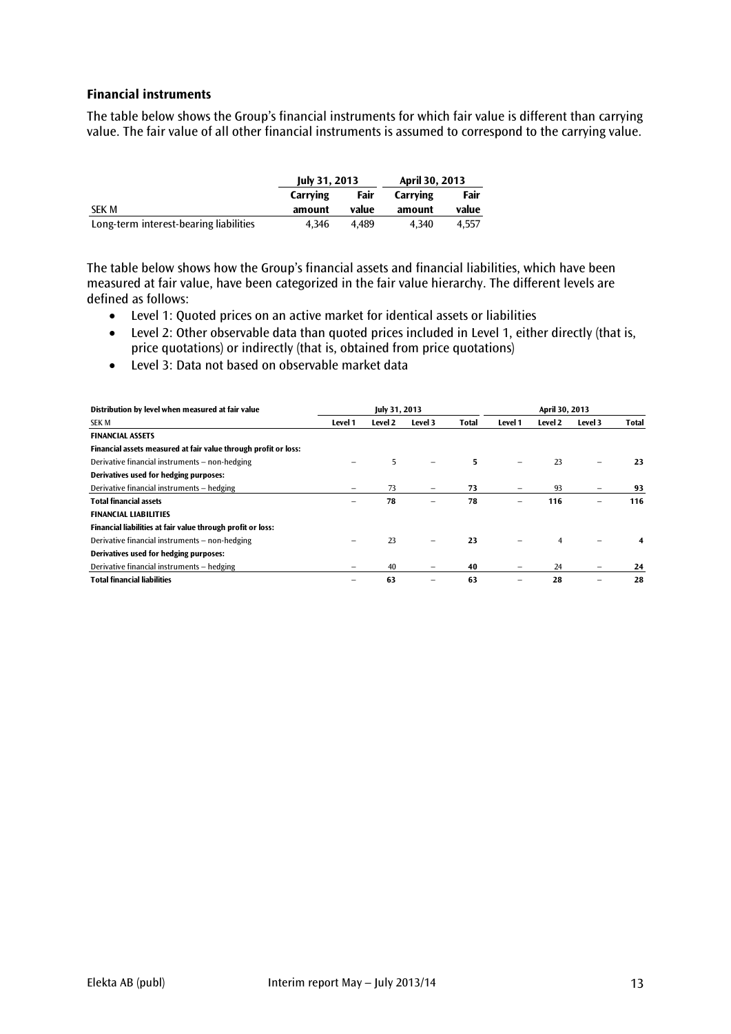### Financial instruments

The table below shows the Group's financial instruments for which fair value is different than carrying value. The fair value of all other financial instruments is assumed to correspond to the carrying value.

| | July 31, 2013 | | April 30, 2013 | |
|---|---|---|---|---|
| SEK M | Carrying amount | Fair value | Carrying amount | Fair value |
| Long-term interest-bearing liabilities | 4,346 | 4,489 | 4,340 | 4,557 |

The table below shows how the Group's financial assets and financial liabilities, which have been measured at fair value, have been categorized in the fair value hierarchy. The different levels are defined as follows:

- Level 1: Quoted prices on an active market for identical assets or liabilities
- Level 2: Other observable data than quoted prices included in Level 1, either directly (that is, price quotations) or indirectly (that is, obtained from price quotations)
- Level 3: Data not based on observable market data

| Distribution by level when measured at fair value | July 31, 2013 | | | | April 30, 2013 | | | |
|---|---|---|---|---|---|---|---|---|
| SEK M | Level 1 | Level 2 | Level 3 | Total | Level 1 | Level 2 | Level 3 | Total |
| **FINANCIAL ASSETS** | | | | | | | | |
| **Financial assets measured at fair value through profit or loss:** | | | | | | | | |
| Derivative financial instruments – non-hedging | – | 5 | – | **5** | – | 23 | – | **23** |
| **Derivatives used for hedging purposes:** | | | | | | | | |
| Derivative financial instruments – hedging | – | 73 | – | **73** | – | 93 | – | **93** |
| **Total financial assets** | – | **78** | – | **78** | – | **116** | – | **116** |
| **FINANCIAL LIABILITIES** | | | | | | | | |
| **Financial liabilities at fair value through profit or loss:** | | | | | | | | |
| Derivative financial instruments – non-hedging | – | 23 | – | **23** | – | 4 | – | **4** |
| **Derivatives used for hedging purposes:** | | | | | | | | |
| Derivative financial instruments – hedging | – | 40 | – | **40** | – | 24 | – | **24** |
| **Total financial liabilities** | – | **63** | – | **63** | – | **28** | – | **28** |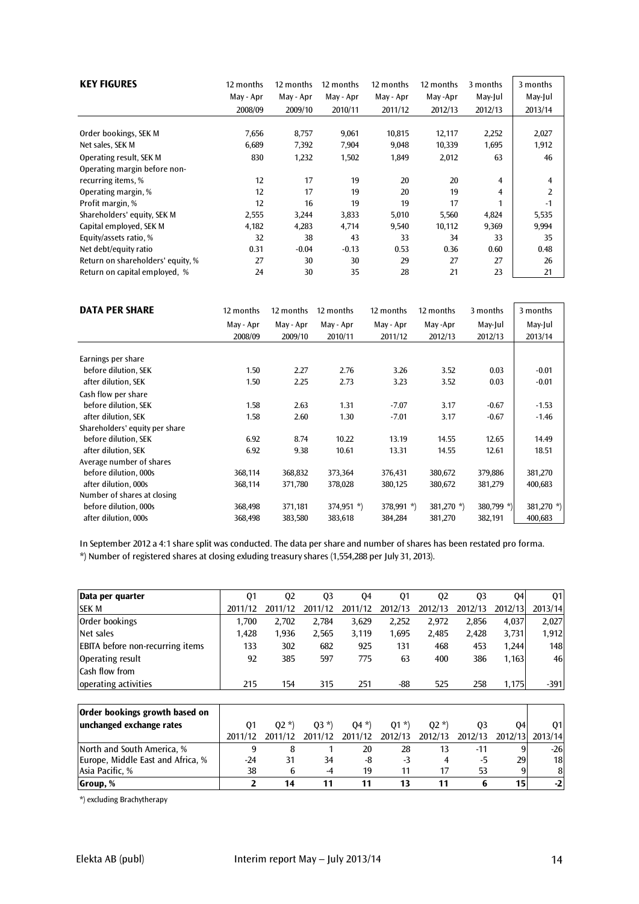| **KEY FIGURES** | 12 months May - Apr 2008/09 | 12 months May - Apr 2009/10 | 12 months May - Apr 2010/11 | 12 months May - Apr 2011/12 | 12 months May -Apr 2012/13 | 3 months May-Jul 2012/13 | 3 months May-Jul 2013/14 |
|---|---|---|---|---|---|---|---|
| Order bookings, SEK M | 7,656 | 8,757 | 9,061 | 10,815 | 12,117 | 2,252 | 2,027 |
| Net sales, SEK M | 6,689 | 7,392 | 7,904 | 9,048 | 10,339 | 1,695 | 1,912 |
| Operating result, SEK M | 830 | 1,232 | 1,502 | 1,849 | 2,012 | 63 | 46 |
| Operating margin before non-recurring items, % | 12 | 17 | 19 | 20 | 20 | 4 | 4 |
| Operating margin, % | 12 | 17 | 19 | 20 | 19 | 4 | 2 |
| Profit margin, % | 12 | 16 | 19 | 19 | 17 | 1 | -1 |
| Shareholders' equity, SEK M | 2,555 | 3,244 | 3,833 | 5,010 | 5,560 | 4,824 | 5,535 |
| Capital employed, SEK M | 4,182 | 4,283 | 4,714 | 9,540 | 10,112 | 9,369 | 9,994 |
| Equity/assets ratio, % | 32 | 38 | 43 | 33 | 34 | 33 | 35 |
| Net debt/equity ratio | 0.31 | -0.04 | -0.13 | 0.53 | 0.36 | 0.60 | 0.48 |
| Return on shareholders' equity, % | 27 | 30 | 30 | 29 | 27 | 27 | 26 |
| Return on capital employed, % | 24 | 30 | 35 | 28 | 21 | 23 | 21 |

| **DATA PER SHARE** | 12 months May - Apr 2008/09 | 12 months May - Apr 2009/10 | 12 months May - Apr 2010/11 | 12 months May - Apr 2011/12 | 12 months May -Apr 2012/13 | 3 months May-Jul 2012/13 | 3 months May-Jul 2013/14 |
|---|---|---|---|---|---|---|---|
| Earnings per share | | | | | | | |
| before dilution, SEK | 1.50 | 2.27 | 2.76 | 3.26 | 3.52 | 0.03 | -0.01 |
| after dilution, SEK | 1.50 | 2.25 | 2.73 | 3.23 | 3.52 | 0.03 | -0.01 |
| Cash flow per share | | | | | | | |
| before dilution, SEK | 1.58 | 2.63 | 1.31 | -7.07 | 3.17 | -0.67 | -1.53 |
| after dilution, SEK | 1.58 | 2.60 | 1.30 | -7.01 | 3.17 | -0.67 | -1.46 |
| Shareholders' equity per share | | | | | | | |
| before dilution, SEK | 6.92 | 8.74 | 10.22 | 13.19 | 14.55 | 12.65 | 14.49 |
| after dilution, SEK | 6.92 | 9.38 | 10.61 | 13.31 | 14.55 | 12.61 | 18.51 |
| Average number of shares | | | | | | | |
| before dilution, 000s | 368,114 | 368,832 | 373,364 | 376,431 | 380,672 | 379,886 | 381,270 |
| after dilution, 000s | 368,114 | 371,780 | 378,028 | 380,125 | 380,672 | 381,279 | 400,683 |
| Number of shares at closing | | | | | | | |
| before dilution, 000s | 368,498 | 371,181 | 374,951 *) | 378,991 *) | 381,270 *) | 380,799 *) | 381,270 *) |
| after dilution, 000s | 368,498 | 383,580 | 383,618 | 384,284 | 381,270 | 382,191 | 400,683 |

In September 2012 a 4:1 share split was conducted. The data per share and number of shares has been restated pro forma.
*) Number of registered shares at closing exluding treasury shares (1,554,288 per July 31, 2013).

| Data per quarter SEK M | Q1 2011/12 | Q2 2011/12 | Q3 2011/12 | Q4 2011/12 | Q1 2012/13 | Q2 2012/13 | Q3 2012/13 | Q4 2012/13 | Q1 2013/14 |
|---|---|---|---|---|---|---|---|---|---|
| Order bookings | 1,700 | 2,702 | 2,784 | 3,629 | 2,252 | 2,972 | 2,856 | 4,037 | 2,027 |
| Net sales | 1,428 | 1,936 | 2,565 | 3,119 | 1,695 | 2,485 | 2,428 | 3,731 | 1,912 |
| EBITA before non-recurring items | 133 | 302 | 682 | 925 | 131 | 468 | 453 | 1,244 | 148 |
| Operating result | 92 | 385 | 597 | 775 | 63 | 400 | 386 | 1,163 | 46 |
| Cash flow from operating activities | 215 | 154 | 315 | 251 | -88 | 525 | 258 | 1,175 | -391 |

| **Order bookings growth based on unchanged exchange rates** | Q1 2011/12 | Q2 *) 2011/12 | Q3 *) 2011/12 | Q4 *) 2011/12 | Q1 *) 2012/13 | Q2 *) 2012/13 | Q3 2012/13 | Q4 2012/13 | Q1 2013/14 |
|---|---|---|---|---|---|---|---|---|---|
| North and South America, % | 9 | 8 | 1 | 20 | 28 | 13 | -11 | 9 | -26 |
| Europe, Middle East and Africa, % | -24 | 31 | 34 | -8 | -3 | 4 | -5 | 29 | 18 |
| Asia Pacific, % | 38 | 6 | -4 | 19 | 11 | 17 | 53 | 9 | 8 |
| **Group, %** | **2** | **14** | **11** | **11** | **13** | **11** | **6** | **15** | **-2** |

*) excluding Brachytherapy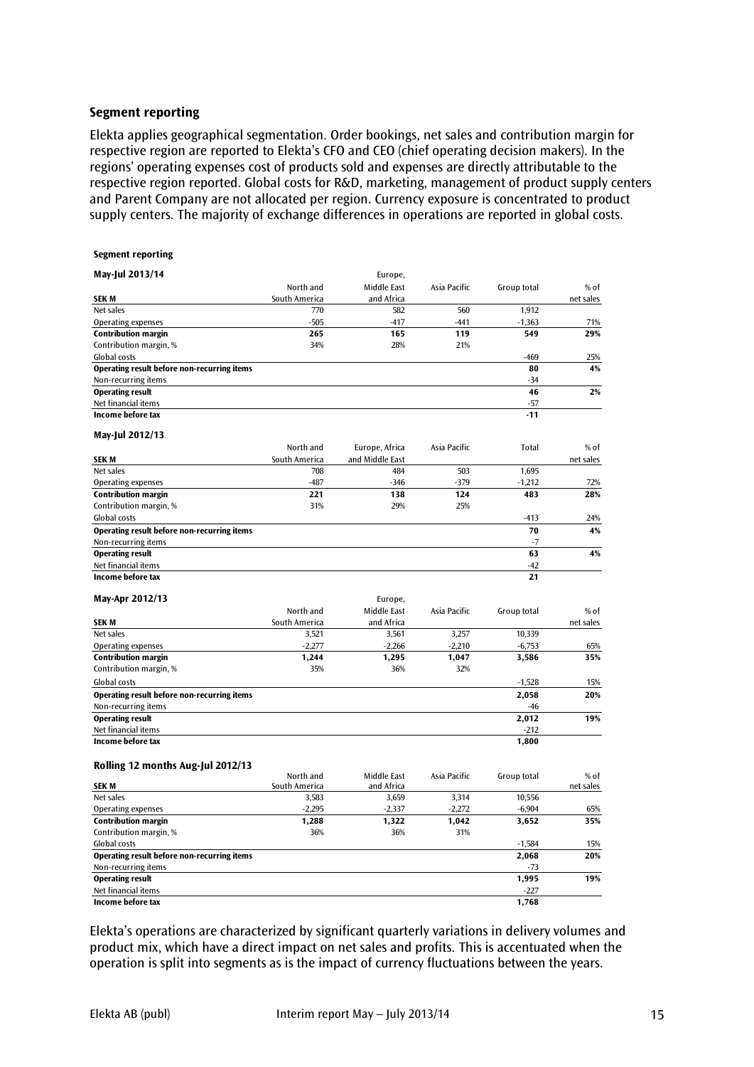## Segment reporting

Elekta applies geographical segmentation. Order bookings, net sales and contribution margin for respective region are reported to Elekta's CFO and CEO (chief operating decision makers). In the regions' operating expenses cost of products sold and expenses are directly attributable to the respective region reported. Global costs for R&D, marketing, management of product supply centers and Parent Company are not allocated per region. Currency exposure is concentrated to product supply centers. The majority of exchange differences in operations are reported in global costs.

**Segment reporting**

**May-Jul 2013/14**

| SEK M | North and South America | Europe, Middle East and Africa | Asia Pacific | Group total | % of net sales |
|---|---|---|---|---|---|
| Net sales | 770 | 582 | 560 | 1,912 | |
| Operating expenses | -505 | -417 | -441 | -1,363 | 71% |
| **Contribution margin** | **265** | **165** | **119** | **549** | **29%** |
| Contribution margin, % | 34% | 28% | 21% | | |
| Global costs | | | | -469 | 25% |
| **Operating result before non-recurring items** | | | | **80** | **4%** |
| Non-recurring items | | | | -34 | |
| **Operating result** | | | | **46** | **2%** |
| Net financial items | | | | -57 | |
| **Income before tax** | | | | **-11** | |

**May-Jul 2012/13**

| SEK M | North and South America | Europe, Africa and Middle East | Asia Pacific | Total | % of net sales |
|---|---|---|---|---|---|
| Net sales | 708 | 484 | 503 | 1,695 | |
| Operating expenses | -487 | -346 | -379 | -1,212 | 72% |
| **Contribution margin** | **221** | **138** | **124** | **483** | **28%** |
| Contribution margin, % | 31% | 29% | 25% | | |
| Global costs | | | | -413 | 24% |
| **Operating result before non-recurring items** | | | | **70** | **4%** |
| Non-recurring items | | | | -7 | |
| **Operating result** | | | | **63** | **4%** |
| Net financial items | | | | -42 | |
| **Income before tax** | | | | **21** | |

**May-Apr 2012/13**

| SEK M | North and South America | Europe, Middle East and Africa | Asia Pacific | Group total | % of net sales |
|---|---|---|---|---|---|
| Net sales | 3,521 | 3,561 | 3,257 | 10,339 | |
| Operating expenses | -2,277 | -2,266 | -2,210 | -6,753 | 65% |
| **Contribution margin** | **1,244** | **1,295** | **1,047** | **3,586** | **35%** |
| Contribution margin, % | 35% | 36% | 32% | | |
| Global costs | | | | -1,528 | 15% |
| **Operating result before non-recurring items** | | | | **2,058** | **20%** |
| Non-recurring items | | | | -46 | |
| **Operating result** | | | | **2,012** | **19%** |
| Net financial items | | | | -212 | |
| **Income before tax** | | | | **1,800** | |

**Rolling 12 months Aug-Jul 2012/13**

| SEK M | North and South America | Middle East and Africa | Asia Pacific | Group total | % of net sales |
|---|---|---|---|---|---|
| Net sales | 3,583 | 3,659 | 3,314 | 10,556 | |
| Operating expenses | -2,295 | -2,337 | -2,272 | -6,904 | 65% |
| **Contribution margin** | **1,288** | **1,322** | **1,042** | **3,652** | **35%** |
| Contribution margin, % | 36% | 36% | 31% | | |
| Global costs | | | | -1,584 | 15% |
| **Operating result before non-recurring items** | | | | **2,068** | **20%** |
| Non-recurring items | | | | -73 | |
| **Operating result** | | | | **1,995** | **19%** |
| Net financial items | | | | -227 | |
| **Income before tax** | | | | **1,768** | |

Elekta's operations are characterized by significant quarterly variations in delivery volumes and product mix, which have a direct impact on net sales and profits. This is accentuated when the operation is split into segments as is the impact of currency fluctuations between the years.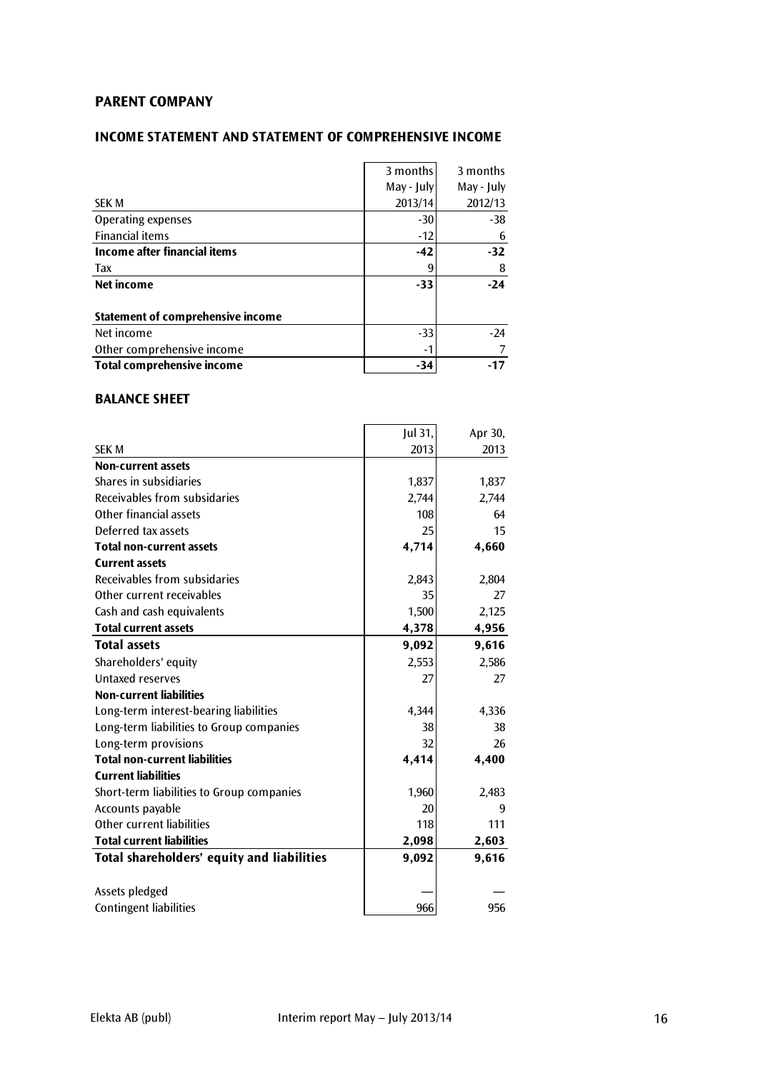## PARENT COMPANY

### INCOME STATEMENT AND STATEMENT OF COMPREHENSIVE INCOME

| SEK M | 3 months May - July 2013/14 | 3 months May - July 2012/13 |
|---|---|---|
| Operating expenses | -30 | -38 |
| Financial items | -12 | 6 |
| **Income after financial items** | **-42** | **-32** |
| Tax | 9 | 8 |
| **Net income** | **-33** | **-24** |
| | | |
| **Statement of comprehensive income** | | |
| Net income | -33 | -24 |
| Other comprehensive income | -1 | 7 |
| **Total comprehensive income** | **-34** | **-17** |

### BALANCE SHEET

| SEK M | Jul 31, 2013 | Apr 30, 2013 |
|---|---|---|
| **Non-current assets** | | |
| Shares in subsidiaries | 1,837 | 1,837 |
| Receivables from subsidaries | 2,744 | 2,744 |
| Other financial assets | 108 | 64 |
| Deferred tax assets | 25 | 15 |
| **Total non-current assets** | **4,714** | **4,660** |
| **Current assets** | | |
| Receivables from subsidiaries | 2,843 | 2,804 |
| Other current receivables | 35 | 27 |
| Cash and cash equivalents | 1,500 | 2,125 |
| **Total current assets** | **4,378** | **4,956** |
| **Total assets** | **9,092** | **9,616** |
| Shareholders' equity | 2,553 | 2,586 |
| Untaxed reserves | 27 | 27 |
| **Non-current liabilities** | | |
| Long-term interest-bearing liabilities | 4,344 | 4,336 |
| Long-term liabilities to Group companies | 38 | 38 |
| Long-term provisions | 32 | 26 |
| **Total non-current liabilities** | **4,414** | **4,400** |
| **Current liabilities** | | |
| Short-term liabilities to Group companies | 1,960 | 2,483 |
| Accounts payable | 20 | 9 |
| Other current liabilities | 118 | 111 |
| **Total current liabilities** | **2,098** | **2,603** |
| **Total shareholders' equity and liabilities** | **9,092** | **9,616** |
| | | |
| Assets pledged | — | — |
| Contingent liabilities | 966 | 956 |